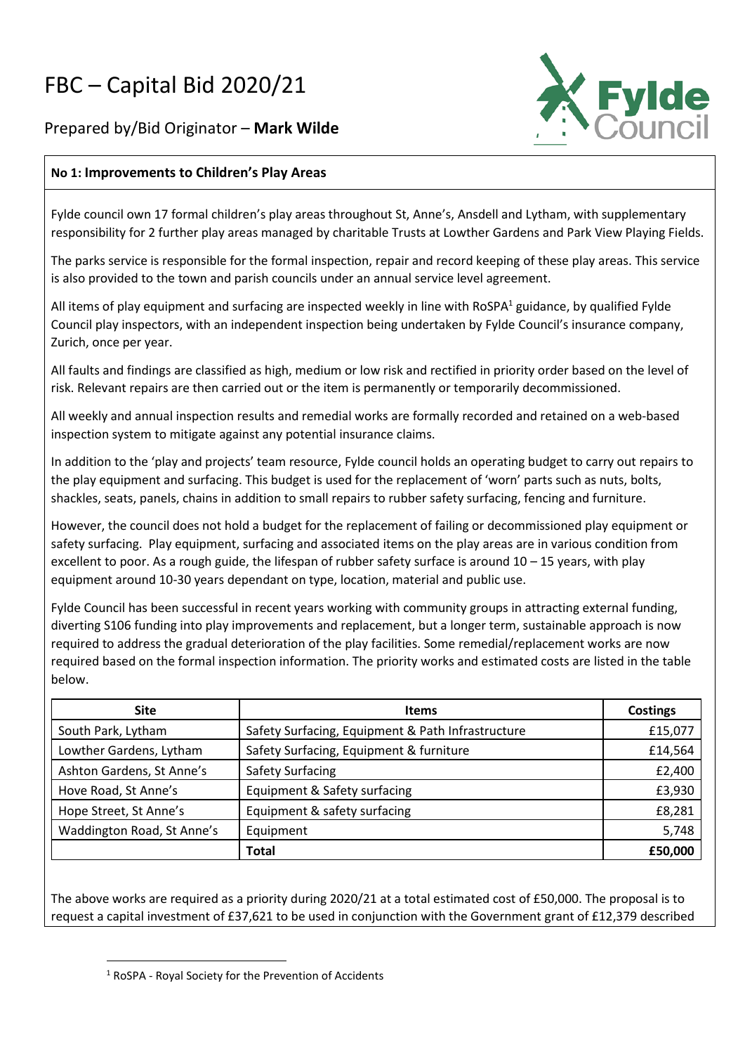# FBC – Capital Bid 2020/21

## Prepared by/Bid Originator – **Mark Wilde**

### No 1: Improvements to Children's Play Areas

Fylde council own 17 formal children's play areas throughout St, Anne's, Ansdell and Lytham, with supplementary responsibility for 2 further play areas managed by charitable Trusts at Lowther Gardens and Park View Playing Fields.

The parks service is responsible for the formal inspection, repair and record keeping of these play areas. This service is also provided to the town and parish councils under an annual service level agreement.

All items of play equipment and surfacing are inspected weekly in line with RoSPA[1] guidance, by qualified Fylde Council play inspectors, with an independent inspection being undertaken by Fylde Council's insurance company, Zurich, once per year.

All faults and findings are classified as high, medium or low risk and rectified in priority order based on the level of risk. Relevant repairs are then carried out or the item is permanently or temporarily decommissioned.

All weekly and annual inspection results and remedial works are formally recorded and retained on a web-based inspection system to mitigate against any potential insurance claims.

In addition to the 'play and projects' team resource, Fylde council holds an operating budget to carry out repairs to the play equipment and surfacing. This budget is used for the replacement of 'worn' parts such as nuts, bolts, shackles, seats, panels, chains in addition to small repairs to rubber safety surfacing, fencing and furniture.

However, the council does not hold a budget for the replacement of failing or decommissioned play equipment or safety surfacing. Play equipment, surfacing and associated items on the play areas are in various condition from excellent to poor. As a rough guide, the lifespan of rubber safety surface is around 10 – 15 years, with play equipment around 10-30 years dependant on type, location, material and public use.

Fylde Council has been successful in recent years working with community groups in attracting external funding, diverting S106 funding into play improvements and replacement, but a longer term, sustainable approach is now required to address the gradual deterioration of the play facilities. Some remedial/replacement works are now required based on the formal inspection information. The priority works and estimated costs are listed in the table below.

| Site | Items | Costings |
|---|---|---:|
| South Park, Lytham | Safety Surfacing, Equipment & Path Infrastructure | £15,077 |
| Lowther Gardens, Lytham | Safety Surfacing, Equipment & furniture | £14,564 |
| Ashton Gardens, St Anne's | Safety Surfacing | £2,400 |
| Hove Road, St Anne's | Equipment & Safety surfacing | £3,930 |
| Hope Street, St Anne's | Equipment & safety surfacing | £8,281 |
| Waddington Road, St Anne's | Equipment | 5,748 |
| | **Total** | **£50,000** |

The above works are required as a priority during 2020/21 at a total estimated cost of £50,000. The proposal is to request a capital investment of £37,621 to be used in conjunction with the Government grant of £12,379 described

[1] RoSPA - Royal Society for the Prevention of Accidents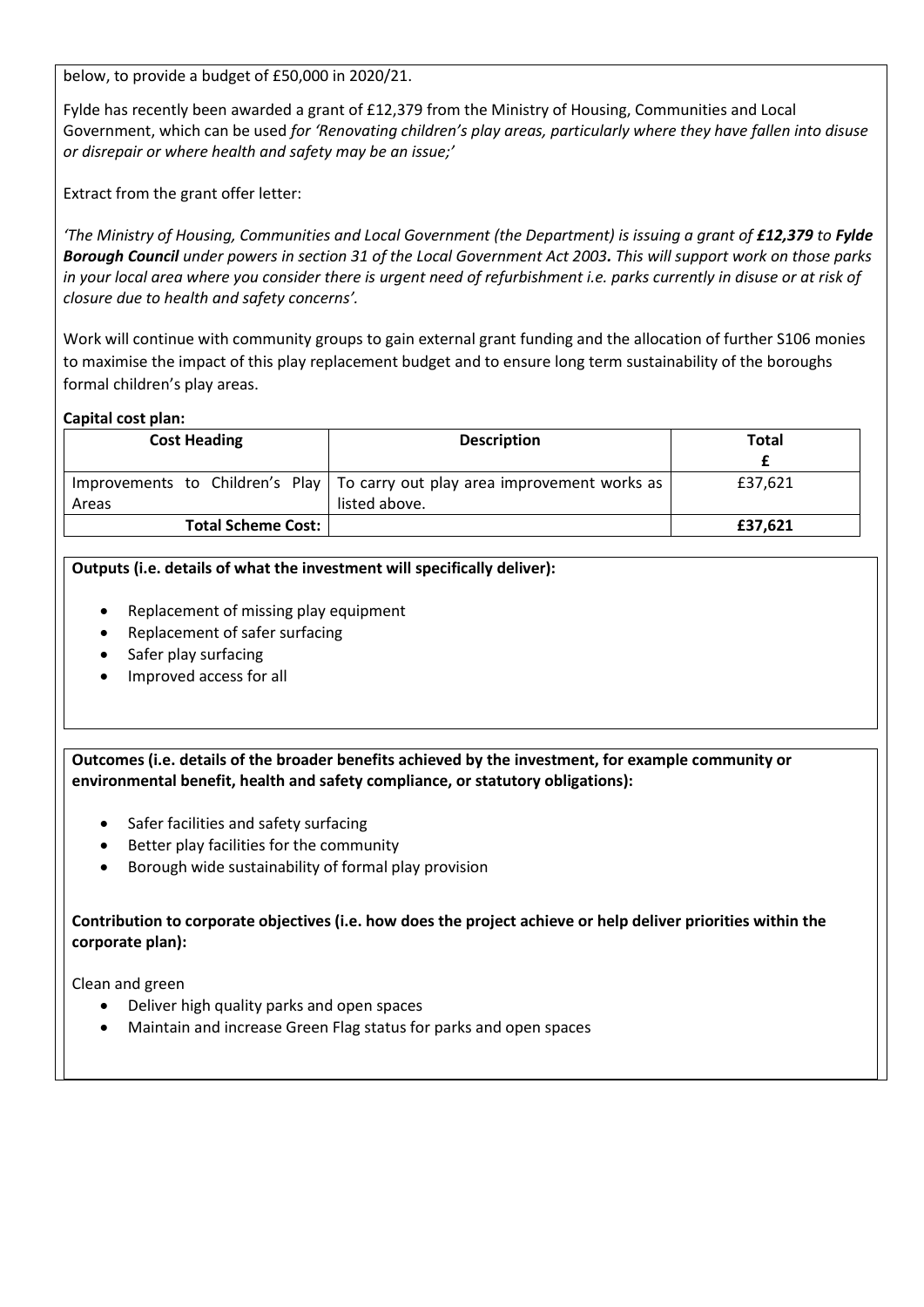below, to provide a budget of £50,000 in 2020/21.

Fylde has recently been awarded a grant of £12,379 from the Ministry of Housing, Communities and Local Government, which can be used *for 'Renovating children's play areas, particularly where they have fallen into disuse or disrepair or where health and safety may be an issue;'*

Extract from the grant offer letter:

*'The Ministry of Housing, Communities and Local Government (the Department) is issuing a grant of **£12,379** to **Fylde Borough Council** under powers in section 31 of the Local Government Act 2003. This will support work on those parks in your local area where you consider there is urgent need of refurbishment i.e. parks currently in disuse or at risk of closure due to health and safety concerns'.*

Work will continue with community groups to gain external grant funding and the allocation of further S106 monies to maximise the impact of this play replacement budget and to ensure long term sustainability of the boroughs formal children's play areas.

**Capital cost plan:**

| Cost Heading | Description | Total £ |
|---|---|---|
| Improvements to Children's Play Areas | To carry out play area improvement works as listed above. | £37,621 |
| **Total Scheme Cost:** | | **£37,621** |

**Outputs (i.e. details of what the investment will specifically deliver):**

- Replacement of missing play equipment
- Replacement of safer surfacing
- Safer play surfacing
- Improved access for all

**Outcomes (i.e. details of the broader benefits achieved by the investment, for example community or environmental benefit, health and safety compliance, or statutory obligations):**

- Safer facilities and safety surfacing
- Better play facilities for the community
- Borough wide sustainability of formal play provision

**Contribution to corporate objectives (i.e. how does the project achieve or help deliver priorities within the corporate plan):**

Clean and green

- Deliver high quality parks and open spaces
- Maintain and increase Green Flag status for parks and open spaces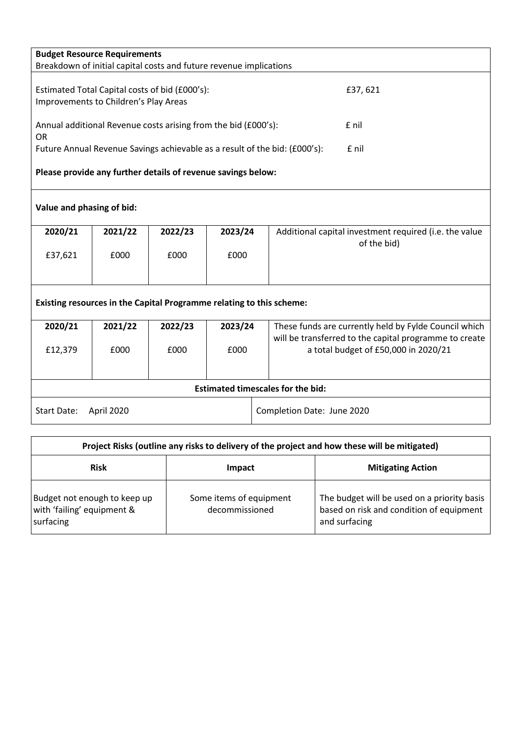**Budget Resource Requirements**

Breakdown of initial capital costs and future revenue implications

Estimated Total Capital costs of bid (£000's): £37, 621

Improvements to Children's Play Areas

Annual additional Revenue costs arising from the bid (£000's): £ nil

OR

Future Annual Revenue Savings achievable as a result of the bid: (£000's): £ nil

**Please provide any further details of revenue savings below:**

**Value and phasing of bid:**

| 2020/21 | 2021/22 | 2022/23 | 2023/24 | |
|---|---|---|---|---|
| £37,621 | £000 | £000 | £000 | Additional capital investment required (i.e. the value of the bid) |

**Existing resources in the Capital Programme relating to this scheme:**

| 2020/21 | 2021/22 | 2022/23 | 2023/24 | |
|---|---|---|---|---|
| £12,379 | £000 | £000 | £000 | These funds are currently held by Fylde Council which will be transferred to the capital programme to create a total budget of £50,000 in 2020/21 |

**Estimated timescales for the bid:**

Start Date: April 2020

Completion Date: June 2020

**Project Risks (outline any risks to delivery of the project and how these will be mitigated)**

| Risk | Impact | Mitigating Action |
|---|---|---|
| Budget not enough to keep up with 'failing' equipment & surfacing | Some items of equipment decommissioned | The budget will be used on a priority basis based on risk and condition of equipment and surfacing |